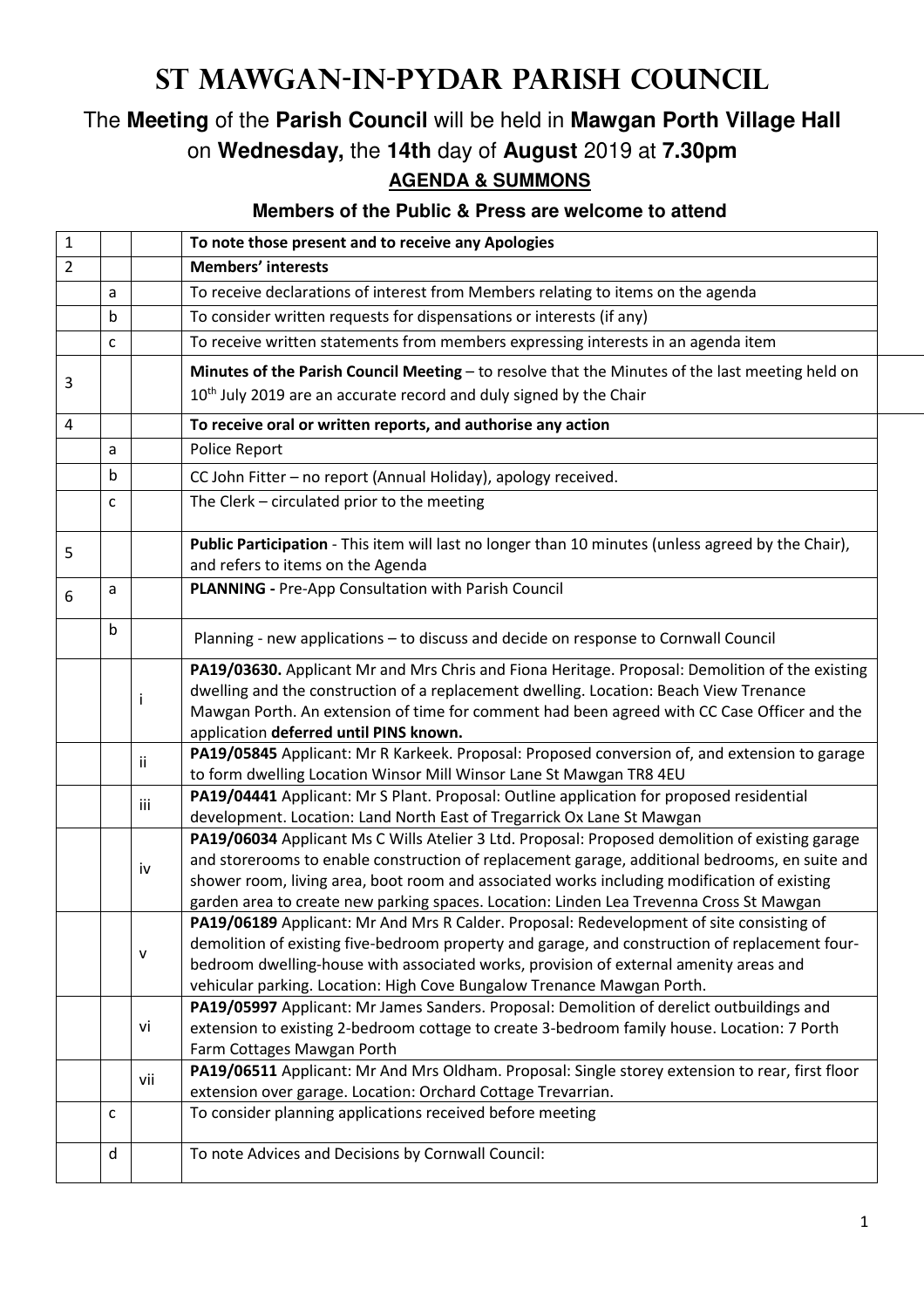# St Mawgan-in-Pydar Parish Council

The **Meeting** of the **Parish Council** will be held in **Mawgan Porth Village Hall** on **Wednesday,** the **14th** day of **August** 2019 at **7.30pm**

**AGENDA & SUMMONS**

**Members of the Public & Press are welcome to attend**

| | | | |
|---|---|---|---|
| 1 | | | **To note those present and to receive any Apologies** |
| 2 | | | **Members' interests** |
| | a | | To receive declarations of interest from Members relating to items on the agenda |
| | b | | To consider written requests for dispensations or interests (if any) |
| | c | | To receive written statements from members expressing interests in an agenda item |
| 3 | | | **Minutes of the Parish Council Meeting** – to resolve that the Minutes of the last meeting held on 10th July 2019 are an accurate record and duly signed by the Chair |
| 4 | | | **To receive oral or written reports, and authorise any action** |
| | a | | Police Report |
| | b | | CC John Fitter – no report (Annual Holiday), apology received. |
| | c | | The Clerk – circulated prior to the meeting |
| 5 | | | **Public Participation** - This item will last no longer than 10 minutes (unless agreed by the Chair), and refers to items on the Agenda |
| 6 | a | | **PLANNING -** Pre-App Consultation with Parish Council |
| | b | | Planning - new applications – to discuss and decide on response to Cornwall Council |
| | | i | **PA19/03630.** Applicant Mr and Mrs Chris and Fiona Heritage. Proposal: Demolition of the existing dwelling and the construction of a replacement dwelling. Location: Beach View Trenance Mawgan Porth. An extension of time for comment had been agreed with CC Case Officer and the application **deferred until PINS known.** |
| | | ii | **PA19/05845** Applicant: Mr R Karkeek. Proposal: Proposed conversion of, and extension to garage to form dwelling Location Winsor Mill Winsor Lane St Mawgan TR8 4EU |
| | | iii | **PA19/04441** Applicant: Mr S Plant. Proposal: Outline application for proposed residential development. Location: Land North East of Tregarrick Ox Lane St Mawgan |
| | | iv | **PA19/06034** Applicant Ms C Wills Atelier 3 Ltd. Proposal: Proposed demolition of existing garage and storerooms to enable construction of replacement garage, additional bedrooms, en suite and shower room, living area, boot room and associated works including modification of existing garden area to create new parking spaces. Location: Linden Lea Trevenna Cross St Mawgan |
| | | v | **PA19/06189** Applicant: Mr And Mrs R Calder. Proposal: Redevelopment of site consisting of demolition of existing five-bedroom property and garage, and construction of replacement four-bedroom dwelling-house with associated works, provision of external amenity areas and vehicular parking. Location: High Cove Bungalow Trenance Mawgan Porth. |
| | | vi | **PA19/05997** Applicant: Mr James Sanders. Proposal: Demolition of derelict outbuildings and extension to existing 2-bedroom cottage to create 3-bedroom family house. Location: 7 Porth Farm Cottages Mawgan Porth |
| | | vii | **PA19/06511** Applicant: Mr And Mrs Oldham. Proposal: Single storey extension to rear, first floor extension over garage. Location: Orchard Cottage Trevarrian. |
| | c | | To consider planning applications received before meeting |
| | d | | To note Advices and Decisions by Cornwall Council: |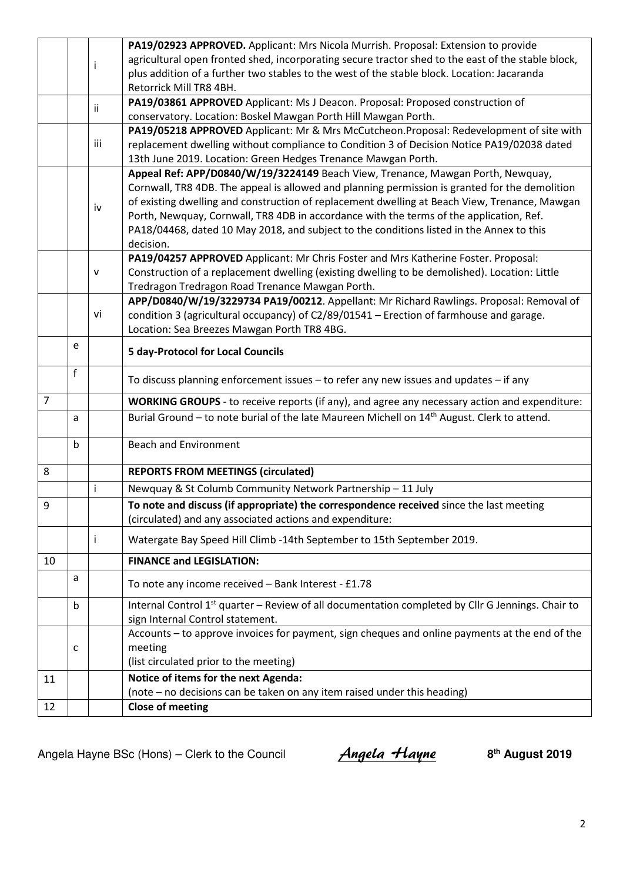| | | | |
|---|---|---|---|
| | | i | **PA19/02923 APPROVED.** Applicant: Mrs Nicola Murrish. Proposal: Extension to provide agricultural open fronted shed, incorporating secure tractor shed to the east of the stable block, plus addition of a further two stables to the west of the stable block. Location: Jacaranda Retorrick Mill TR8 4BH. |
| | | ii | **PA19/03861 APPROVED** Applicant: Ms J Deacon. Proposal: Proposed construction of conservatory. Location: Boskel Mawgan Porth Hill Mawgan Porth. |
| | | iii | **PA19/05218 APPROVED** Applicant: Mr & Mrs McCutcheon.Proposal: Redevelopment of site with replacement dwelling without compliance to Condition 3 of Decision Notice PA19/02038 dated 13th June 2019. Location: Green Hedges Trenance Mawgan Porth. |
| | | iv | **Appeal Ref: APP/D0840/W/19/3224149** Beach View, Trenance, Mawgan Porth, Newquay, Cornwall, TR8 4DB. The appeal is allowed and planning permission is granted for the demolition of existing dwelling and construction of replacement dwelling at Beach View, Trenance, Mawgan Porth, Newquay, Cornwall, TR8 4DB in accordance with the terms of the application, Ref. PA18/04468, dated 10 May 2018, and subject to the conditions listed in the Annex to this decision. |
| | | v | **PA19/04257 APPROVED** Applicant: Mr Chris Foster and Mrs Katherine Foster. Proposal: Construction of a replacement dwelling (existing dwelling to be demolished). Location: Little Tredragon Tredragon Road Trenance Mawgan Porth. |
| | | vi | **APP/D0840/W/19/3229734 PA19/00212**. Appellant: Mr Richard Rawlings. Proposal: Removal of condition 3 (agricultural occupancy) of C2/89/01541 – Erection of farmhouse and garage. Location: Sea Breezes Mawgan Porth TR8 4BG. |
| | e | | **5 day-Protocol for Local Councils** |
| | f | | To discuss planning enforcement issues – to refer any new issues and updates – if any |
| 7 | | | **WORKING GROUPS** - to receive reports (if any), and agree any necessary action and expenditure: |
| | a | | Burial Ground – to note burial of the late Maureen Michell on 14th August. Clerk to attend. |
| | b | | Beach and Environment |
| 8 | | | **REPORTS FROM MEETINGS (circulated)** |
| | | i | Newquay & St Columb Community Network Partnership – 11 July |
| 9 | | | **To note and discuss (if appropriate) the correspondence received** since the last meeting (circulated) and any associated actions and expenditure: |
| | | i | Watergate Bay Speed Hill Climb -14th September to 15th September 2019. |
| 10 | | | **FINANCE and LEGISLATION:** |
| | a | | To note any income received – Bank Interest - £1.78 |
| | b | | Internal Control 1st quarter – Review of all documentation completed by Cllr G Jennings. Chair to sign Internal Control statement. |
| | c | | Accounts – to approve invoices for payment, sign cheques and online payments at the end of the meeting (list circulated prior to the meeting) |
| 11 | | | **Notice of items for the next Agenda:** (note – no decisions can be taken on any item raised under this heading) |
| 12 | | | **Close of meeting** |

Angela Hayne BSc (Hons) – Clerk to the Council *Angela Hayne* **8th August 2019**